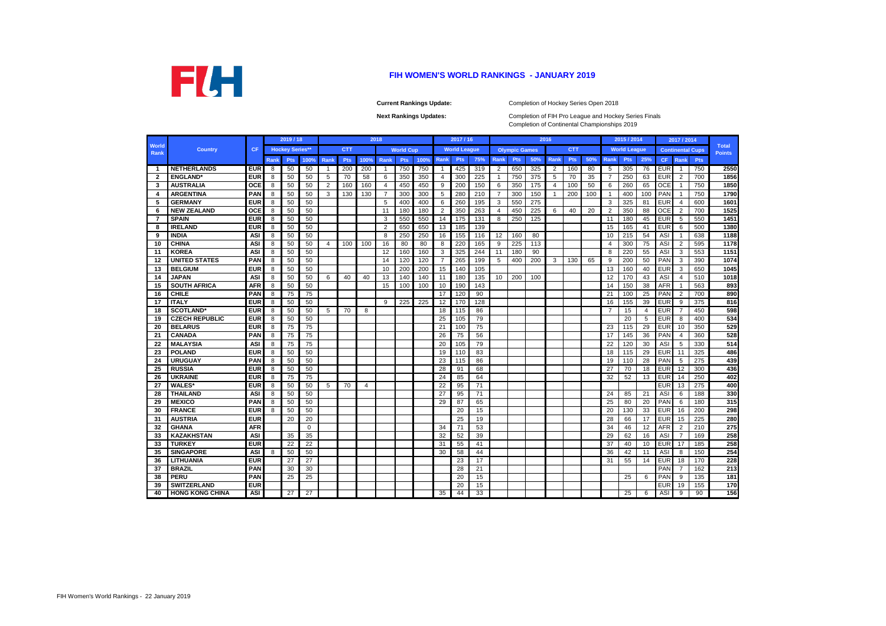# FIH WOMEN'S WORLD RANKINGS - JANUARY 2019

**Current Rankings Update:** Completion of Hockey Series Open 2018

**Next Rankings Updates:** Completion of FIH Pro League and Hockey Series Finals
Completion of Continental Championships 2019

| World Rank | Country | CF | 2019 / 18 | | | 2018 | | | | | | 2017 / 16 | | | 2016 | | | | | | 2015 / 2014 | | | 2017 / 2014 | | | Total Points |
|---|---|---|---|---|---|---|---|---|---|---|---|---|---|---|---|---|---|---|---|---|---|---|---|---|---|---|---|
| | | | Hockey Series** | | | CTT | | | World Cup | | | World League | | | Olympic Games | | | CTT | | | World League | | | Continental Cups | | | |
| | | | Rank | Pts | 100% | Rank | Pts | 100% | Rank | Pts | 100% | Rank | Pts | 75% | Rank | Pts | 50% | Rank | Pts | 50% | Rank | Pts | 25% | CF | Rank | Pts | |
| 1 | NETHERLANDS | EUR | 8 | 50 | 50 | 1 | 200 | 200 | 1 | 750 | 750 | 1 | 425 | 319 | 2 | 650 | 325 | 2 | 160 | 80 | 5 | 305 | 76 | EUR | 1 | 750 | 2550 |
| 2 | ENGLAND* | EUR | 8 | 50 | 50 | 5 | 70 | 58 | 6 | 350 | 350 | 4 | 300 | 225 | 1 | 750 | 375 | 5 | 70 | 35 | 7 | 250 | 63 | EUR | 2 | 700 | 1856 |
| 3 | AUSTRALIA | OCE | 8 | 50 | 50 | 2 | 160 | 160 | 4 | 450 | 450 | 9 | 200 | 150 | 6 | 350 | 175 | 4 | 100 | 50 | 6 | 260 | 65 | OCE | 1 | 750 | 1850 |
| 4 | ARGENTINA | PAN | 8 | 50 | 50 | 3 | 130 | 130 | 7 | 300 | 300 | 5 | 280 | 210 | 7 | 300 | 150 | 1 | 200 | 100 | 1 | 400 | 100 | PAN | 1 | 750 | 1790 |
| 5 | GERMANY | EUR | 8 | 50 | 50 | | | | 5 | 400 | 400 | 6 | 260 | 195 | 3 | 550 | 275 | | | | 3 | 325 | 81 | EUR | 4 | 600 | 1601 |
| 6 | NEW ZEALAND | OCE | 8 | 50 | 50 | | | | 11 | 180 | 180 | 2 | 350 | 263 | 4 | 450 | 225 | 6 | 40 | 20 | 2 | 350 | 88 | OCE | 2 | 700 | 1525 |
| 7 | SPAIN | EUR | 8 | 50 | 50 | | | | 3 | 550 | 550 | 14 | 175 | 131 | 8 | 250 | 125 | | | | 11 | 180 | 45 | EUR | 5 | 550 | 1451 |
| 8 | IRELAND | EUR | 8 | 50 | 50 | | | | 2 | 650 | 650 | 13 | 185 | 139 | | | | | | | 15 | 165 | 41 | EUR | 6 | 500 | 1380 |
| 9 | INDIA | ASI | 8 | 50 | 50 | | | | 8 | 250 | 250 | 16 | 155 | 116 | 12 | 160 | 80 | | | | 10 | 215 | 54 | ASI | 1 | 638 | 1188 |
| 10 | CHINA | ASI | 8 | 50 | 50 | 4 | 100 | 100 | 16 | 80 | 80 | 8 | 220 | 165 | 9 | 225 | 113 | | | | 4 | 300 | 75 | ASI | 2 | 595 | 1178 |
| 11 | KOREA | ASI | 8 | 50 | 50 | | | | 12 | 160 | 160 | 3 | 325 | 244 | 11 | 180 | 90 | | | | 8 | 220 | 55 | ASI | 3 | 553 | 1151 |
| 12 | UNITED STATES | PAN | 8 | 50 | 50 | | | | 14 | 120 | 120 | 7 | 265 | 199 | 5 | 400 | 200 | 3 | 130 | 65 | 9 | 200 | 50 | PAN | 3 | 390 | 1074 |
| 13 | BELGIUM | EUR | 8 | 50 | 50 | | | | 10 | 200 | 200 | 15 | 140 | 105 | | | | | | | 13 | 160 | 40 | EUR | 3 | 650 | 1045 |
| 14 | JAPAN | ASI | 8 | 50 | 50 | 6 | 40 | 40 | 13 | 140 | 140 | 11 | 180 | 135 | 10 | 200 | 100 | | | | 12 | 170 | 43 | ASI | 4 | 510 | 1018 |
| 15 | SOUTH AFRICA | AFR | 8 | 50 | 50 | | | | 15 | 100 | 100 | 10 | 190 | 143 | | | | | | | 14 | 150 | 38 | AFR | 1 | 563 | 893 |
| 16 | CHILE | PAN | 8 | 75 | 75 | | | | | | | 17 | 120 | 90 | | | | | | | 21 | 100 | 25 | PAN | 2 | 700 | 890 |
| 17 | ITALY | EUR | 8 | 50 | 50 | | | | 9 | 225 | 225 | 12 | 170 | 128 | | | | | | | 16 | 155 | 39 | EUR | 9 | 375 | 816 |
| 18 | SCOTLAND* | EUR | 8 | 50 | 50 | 5 | 70 | 8 | | | | 18 | 115 | 86 | | | | | | | 7 | 15 | 4 | EUR | 7 | 450 | 598 |
| 19 | CZECH REPUBLIC | EUR | 8 | 50 | 50 | | | | | | | 25 | 105 | 79 | | | | | | | | 20 | 5 | EUR | 8 | 400 | 534 |
| 20 | BELARUS | EUR | 8 | 75 | 75 | | | | | | | 21 | 100 | 75 | | | | | | | 23 | 115 | 29 | EUR | 10 | 350 | 529 |
| 21 | CANADA | PAN | 8 | 75 | 75 | | | | | | | 26 | 75 | 56 | | | | | | | 17 | 145 | 36 | PAN | 4 | 360 | 528 |
| 22 | MALAYSIA | ASI | 8 | 75 | 75 | | | | | | | 20 | 105 | 79 | | | | | | | 22 | 120 | 30 | ASI | 5 | 330 | 514 |
| 23 | POLAND | EUR | 8 | 50 | 50 | | | | | | | 19 | 110 | 83 | | | | | | | 18 | 115 | 29 | EUR | 11 | 325 | 486 |
| 24 | URUGUAY | PAN | 8 | 50 | 50 | | | | | | | 23 | 115 | 86 | | | | | | | 19 | 110 | 28 | PAN | 5 | 275 | 439 |
| 25 | RUSSIA | EUR | 8 | 50 | 50 | | | | | | | 28 | 91 | 68 | | | | | | | 27 | 70 | 18 | EUR | 12 | 300 | 436 |
| 26 | UKRAINE | EUR | 8 | 75 | 75 | | | | | | | 24 | 85 | 64 | | | | | | | 32 | 52 | 13 | EUR | 14 | 250 | 402 |
| 27 | WALES* | EUR | 8 | 50 | 50 | 5 | 70 | 4 | | | | 22 | 95 | 71 | | | | | | | | | | EUR | 13 | 275 | 400 |
| 28 | THAILAND | ASI | 8 | 50 | 50 | | | | | | | 27 | 95 | 71 | | | | | | | 24 | 85 | 21 | ASI | 6 | 188 | 330 |
| 29 | MEXICO | PAN | 8 | 50 | 50 | | | | | | | 29 | 87 | 65 | | | | | | | 25 | 80 | 20 | PAN | 6 | 180 | 315 |
| 30 | FRANCE | EUR | 8 | 50 | 50 | | | | | | | | 20 | 15 | | | | | | | 20 | 130 | 33 | EUR | 16 | 200 | 298 |
| 31 | AUSTRIA | EUR | | 20 | 20 | | | | | | | | 25 | 19 | | | | | | | 28 | 66 | 17 | EUR | 15 | 225 | 280 |
| 32 | GHANA | AFR | | | 0 | | | | | | | 34 | 71 | 53 | | | | | | | 34 | 46 | 12 | AFR | 2 | 210 | 275 |
| 33 | KAZAKHSTAN | ASI | | 35 | 35 | | | | | | | 32 | 52 | 39 | | | | | | | 29 | 62 | 16 | ASI | 7 | 169 | 258 |
| 33 | TURKEY | EUR | | 22 | 22 | | | | | | | 31 | 55 | 41 | | | | | | | 37 | 40 | 10 | EUR | 17 | 185 | 258 |
| 35 | SINGAPORE | ASI | 8 | 50 | 50 | | | | | | | 30 | 58 | 44 | | | | | | | 36 | 42 | 11 | ASI | 8 | 150 | 254 |
| 36 | LITHUANIA | EUR | | 27 | 27 | | | | | | | | 23 | 17 | | | | | | | 31 | 55 | 14 | EUR | 18 | 170 | 228 |
| 37 | BRAZIL | PAN | | 30 | 30 | | | | | | | | 28 | 21 | | | | | | | | | | PAN | 7 | 162 | 213 |
| 38 | PERU | PAN | | 25 | 25 | | | | | | | | 20 | 15 | | | | | | | | 25 | 6 | PAN | 9 | 135 | 181 |
| 39 | SWITZERLAND | EUR | | | | | | | | | | | 20 | 15 | | | | | | | | | | EUR | 19 | 155 | 170 |
| 40 | HONG KONG CHINA | ASI | | 27 | 27 | | | | | | | 35 | 44 | 33 | | | | | | | | 25 | 6 | ASI | 9 | 90 | 156 |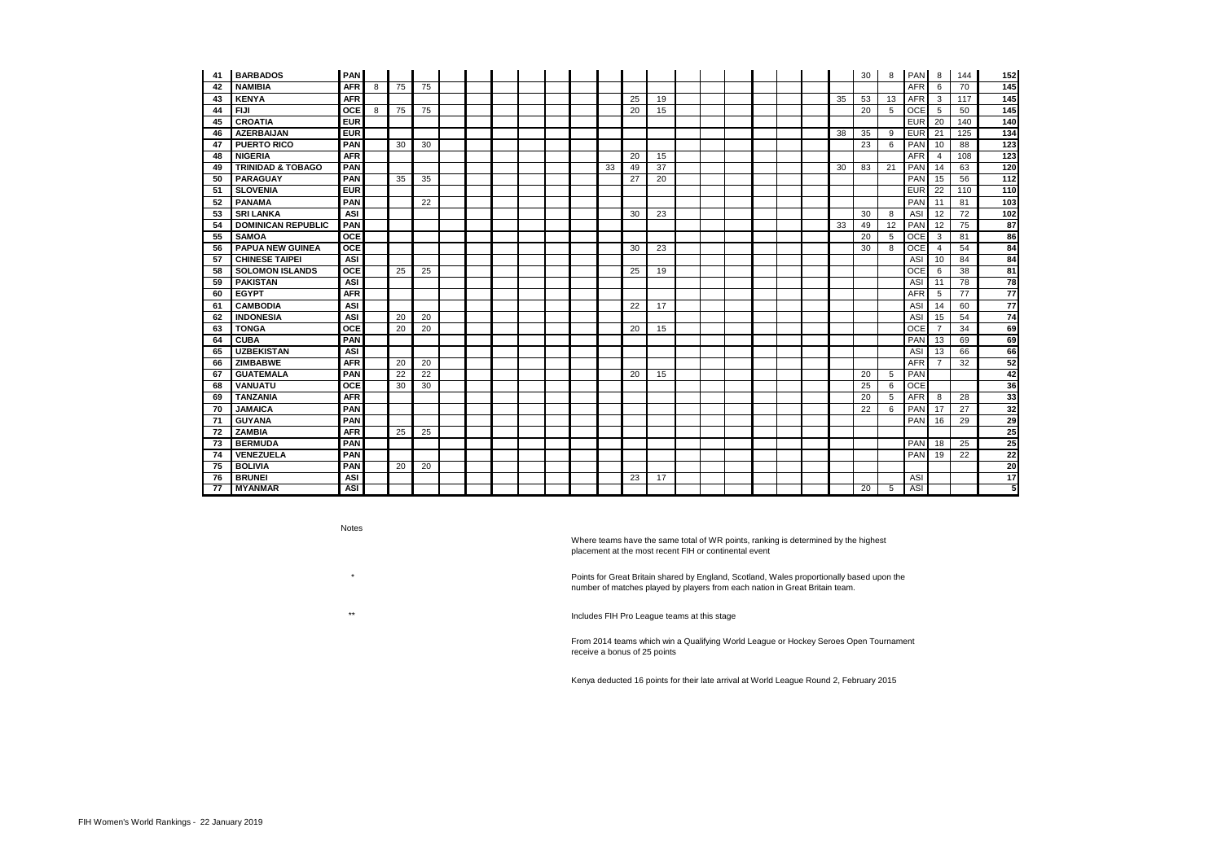| | | | | | | | | | | | | | | | | | | | | | | | | | | | |
|---|---|---|---|---|---|---|---|---|---|---|---|---|---|---|---|---|---|---|---|---|---|---|---|---|---|---|---|
| 41 | **BARBADOS** | **PAN** | | | | | | | | | | | | | | | | | | | | 30 | 8 | PAN | 8 | 144 | **152** |
| 42 | **NAMIBIA** | **AFR** | 8 | 75 | 75 | | | | | | | | | | | | | | | | | | | AFR | 6 | 70 | **145** |
| 43 | **KENYA** | **AFR** | | | | | | | | | | | | 25 | 19 | | | | | | 35 | 53 | 13 | AFR | 3 | 117 | **145** |
| 44 | **FIJI** | **OCE** | 8 | 75 | 75 | | | | | | | | | 20 | 15 | | | | | | | 20 | 5 | OCE | 5 | 50 | **145** |
| 45 | **CROATIA** | **EUR** | | | | | | | | | | | | | | | | | | | | | | EUR | 20 | 140 | **140** |
| 46 | **AZERBAIJAN** | **EUR** | | | | | | | | | | | | | | | | | | | 38 | 35 | 9 | EUR | 21 | 125 | **134** |
| 47 | **PUERTO RICO** | **PAN** | | 30 | 30 | | | | | | | | | | | | | | | | | 23 | 6 | PAN | 10 | 88 | **123** |
| 48 | **NIGERIA** | **AFR** | | | | | | | | | | | | 20 | 15 | | | | | | | | | AFR | 4 | 108 | **123** |
| 49 | **TRINIDAD & TOBAGO** | **PAN** | | | | | | | | | | | 33 | 49 | 37 | | | | | | 30 | 83 | 21 | PAN | 14 | 63 | **120** |
| 50 | **PARAGUAY** | **PAN** | | 35 | 35 | | | | | | | | | 27 | 20 | | | | | | | | | PAN | 15 | 56 | **112** |
| 51 | **SLOVENIA** | **EUR** | | | | | | | | | | | | | | | | | | | | | | EUR | 22 | 110 | **110** |
| 52 | **PANAMA** | **PAN** | | | 22 | | | | | | | | | | | | | | | | | | | PAN | 11 | 81 | **103** |
| 53 | **SRI LANKA** | **ASI** | | | | | | | | | | | | 30 | 23 | | | | | | | 30 | 8 | ASI | 12 | 72 | **102** |
| 54 | **DOMINICAN REPUBLIC** | **PAN** | | | | | | | | | | | | | | | | | | | 33 | 49 | 12 | PAN | 12 | 75 | **87** |
| 55 | **SAMOA** | **OCE** | | | | | | | | | | | | | | | | | | | | 20 | 5 | OCE | 3 | 81 | **86** |
| 56 | **PAPUA NEW GUINEA** | **OCE** | | | | | | | | | | | | 30 | 23 | | | | | | | 30 | 8 | OCE | 4 | 54 | **84** |
| 57 | **CHINESE TAIPEI** | **ASI** | | | | | | | | | | | | | | | | | | | | | | ASI | 10 | 84 | **84** |
| 58 | **SOLOMON ISLANDS** | **OCE** | | 25 | 25 | | | | | | | | | 25 | 19 | | | | | | | | | OCE | 6 | 38 | **81** |
| 59 | **PAKISTAN** | **ASI** | | | | | | | | | | | | | | | | | | | | | | ASI | 11 | 78 | **78** |
| 60 | **EGYPT** | **AFR** | | | | | | | | | | | | | | | | | | | | | | AFR | 5 | 77 | **77** |
| 61 | **CAMBODIA** | **ASI** | | | | | | | | | | | | 22 | 17 | | | | | | | | | ASI | 14 | 60 | **77** |
| 62 | **INDONESIA** | **ASI** | | 20 | 20 | | | | | | | | | | | | | | | | | | | ASI | 15 | 54 | **74** |
| 63 | **TONGA** | **OCE** | | 20 | 20 | | | | | | | | | 20 | 15 | | | | | | | | | OCE | 7 | 34 | **69** |
| 64 | **CUBA** | **PAN** | | | | | | | | | | | | | | | | | | | | | | PAN | 13 | 69 | **69** |
| 65 | **UZBEKISTAN** | **ASI** | | | | | | | | | | | | | | | | | | | | | | ASI | 13 | 66 | **66** |
| 66 | **ZIMBABWE** | **AFR** | | 20 | 20 | | | | | | | | | | | | | | | | | | | AFR | 7 | 32 | **52** |
| 67 | **GUATEMALA** | **PAN** | | 22 | 22 | | | | | | | | | 20 | 15 | | | | | | | 20 | 5 | PAN | | | **42** |
| 68 | **VANUATU** | **OCE** | | 30 | 30 | | | | | | | | | | | | | | | | | 25 | 6 | OCE | | | **36** |
| 69 | **TANZANIA** | **AFR** | | | | | | | | | | | | | | | | | | | | 20 | 5 | AFR | 8 | 28 | **33** |
| 70 | **JAMAICA** | **PAN** | | | | | | | | | | | | | | | | | | | | 22 | 6 | PAN | 17 | 27 | **32** |
| 71 | **GUYANA** | **PAN** | | | | | | | | | | | | | | | | | | | | | | PAN | 16 | 29 | **29** |
| 72 | **ZAMBIA** | **AFR** | | 25 | 25 | | | | | | | | | | | | | | | | | | | | | | **25** |
| 73 | **BERMUDA** | **PAN** | | | | | | | | | | | | | | | | | | | | | | PAN | 18 | 25 | **25** |
| 74 | **VENEZUELA** | **PAN** | | | | | | | | | | | | | | | | | | | | | | PAN | 19 | 22 | **22** |
| 75 | **BOLIVIA** | **PAN** | | 20 | 20 | | | | | | | | | | | | | | | | | | | | | | **20** |
| 76 | **BRUNEI** | **ASI** | | | | | | | | | | | | 23 | 17 | | | | | | | | | ASI | | | **17** |
| 77 | **MYANMAR** | **ASI** | | | | | | | | | | | | | | | | | | | | 20 | 5 | ASI | | | **5** |

Notes

Where teams have the same total of WR points, ranking is determined by the highest placement at the most recent FIH or continental event

\* Points for Great Britain shared by England, Scotland, Wales proportionally based upon the number of matches played by players from each nation in Great Britain team.

\** Includes FIH Pro League teams at this stage

From 2014 teams which win a Qualifying World League or Hockey Seroes Open Tournament receive a bonus of 25 points

Kenya deducted 16 points for their late arrival at World League Round 2, February 2015

FIH Women's World Rankings - 22 January 2019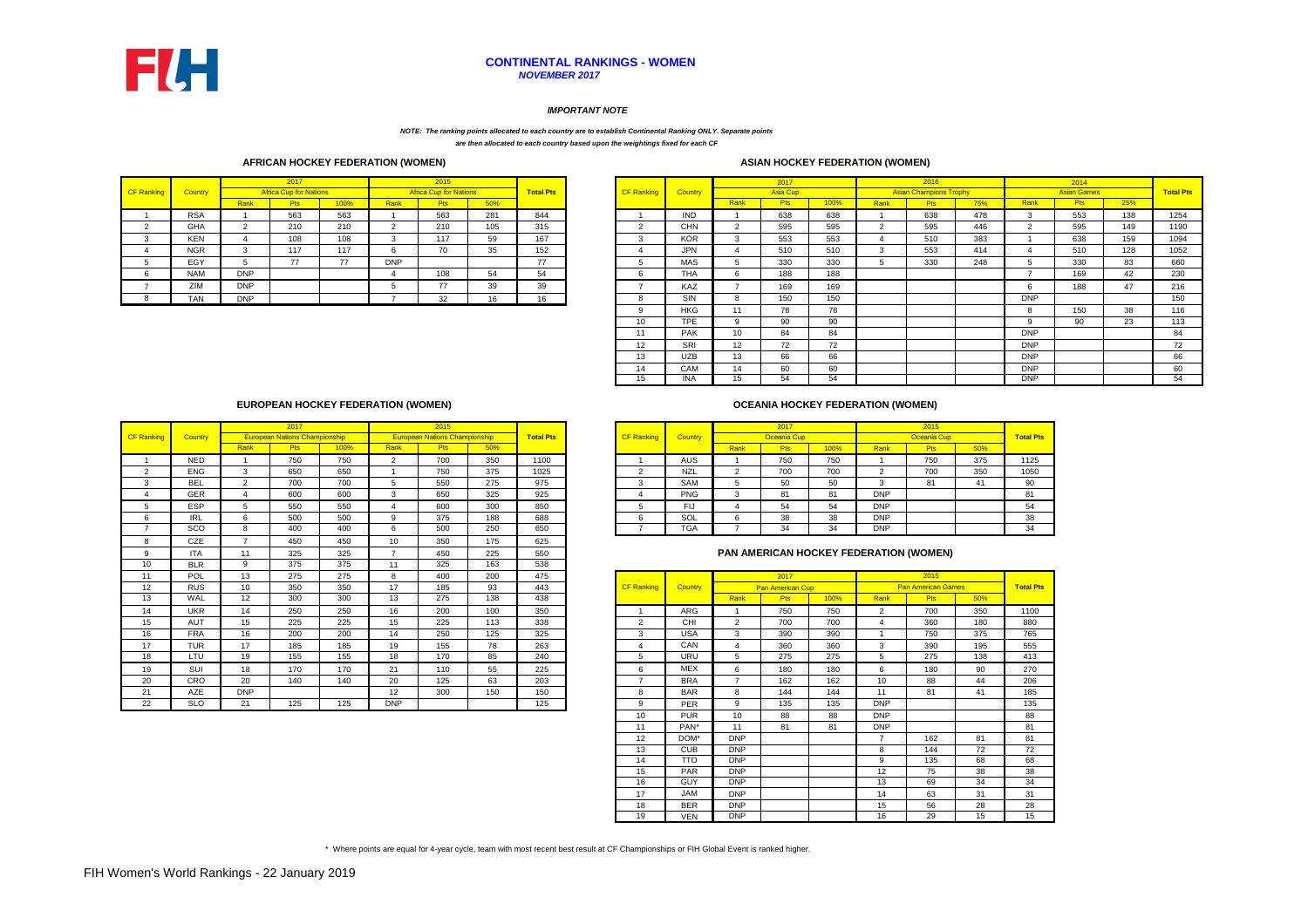# CONTINENTAL RANKINGS - WOMEN

***NOVEMBER 2017***

***IMPORTANT NOTE***

***NOTE: The ranking points allocated to each country are to establish Continental Ranking ONLY. Separate points are then allocated to each country based upon the weightings fixed for each CF***

## AFRICAN HOCKEY FEDERATION (WOMEN)

| CF Ranking | Country | 2017 Africa Cup for Nations | | | 2015 Africa Cup for Nations | | | Total Pts |
|---|---|---|---|---|---|---|---|---|
| | | Rank | Pts | 100% | Rank | Pts | 50% | |
| 1 | RSA | 1 | 563 | 563 | 1 | 563 | 281 | 844 |
| 2 | GHA | 2 | 210 | 210 | 2 | 210 | 105 | 315 |
| 3 | KEN | 4 | 108 | 108 | 3 | 117 | 59 | 167 |
| 4 | NGR | 3 | 117 | 117 | 6 | 70 | 35 | 152 |
| 5 | EGY | 5 | 77 | 77 | DNP | | | 77 |
| 6 | NAM | DNP | | | 4 | 108 | 54 | 54 |
| 7 | ZIM | DNP | | | 5 | 77 | 39 | 39 |
| 8 | TAN | DNP | | | 7 | 32 | 16 | 16 |

## ASIAN HOCKEY FEDERATION (WOMEN)

| CF Ranking | Country | 2017 Asia Cup | | | 2016 Asian Champions Trophy | | | 2014 Asian Games | | | Total Pts |
|---|---|---|---|---|---|---|---|---|---|---|---|
| | | Rank | Pts | 100% | Rank | Pts | 75% | Rank | Pts | 25% | |
| 1 | IND | 1 | 638 | 638 | 1 | 638 | 478 | 3 | 553 | 138 | 1254 |
| 2 | CHN | 2 | 595 | 595 | 2 | 595 | 446 | 2 | 595 | 149 | 1190 |
| 3 | KOR | 3 | 553 | 553 | 4 | 510 | 383 | 1 | 638 | 159 | 1094 |
| 4 | JPN | 4 | 510 | 510 | 3 | 553 | 414 | 4 | 510 | 128 | 1052 |
| 5 | MAS | 5 | 330 | 330 | 5 | 330 | 248 | 5 | 330 | 83 | 660 |
| 6 | THA | 6 | 188 | 188 | | | | 7 | 169 | 42 | 230 |
| 7 | KAZ | 7 | 169 | 169 | | | | 6 | 188 | 47 | 216 |
| 8 | SIN | 8 | 150 | 150 | | | | DNP | | | 150 |
| 9 | HKG | 11 | 78 | 78 | | | | 8 | 150 | 38 | 116 |
| 10 | TPE | 9 | 90 | 90 | | | | 9 | 90 | 23 | 113 |
| 11 | PAK | 10 | 84 | 84 | | | | DNP | | | 84 |
| 12 | SRI | 12 | 72 | 72 | | | | DNP | | | 72 |
| 13 | UZB | 13 | 66 | 66 | | | | DNP | | | 66 |
| 14 | CAM | 14 | 60 | 60 | | | | DNP | | | 60 |
| 15 | INA | 15 | 54 | 54 | | | | DNP | | | 54 |

## EUROPEAN HOCKEY FEDERATION (WOMEN)

| CF Ranking | Country | 2017 European Nations Championship | | | 2015 European Nations Championship | | | Total Pts |
|---|---|---|---|---|---|---|---|---|
| | | Rank | Pts | 100% | Rank | Pts | 50% | |
| 1 | NED | 1 | 750 | 750 | 2 | 700 | 350 | 1100 |
| 2 | ENG | 3 | 650 | 650 | 1 | 750 | 375 | 1025 |
| 3 | BEL | 2 | 700 | 700 | 5 | 550 | 275 | 975 |
| 4 | GER | 4 | 600 | 600 | 3 | 650 | 325 | 925 |
| 5 | ESP | 5 | 550 | 550 | 4 | 600 | 300 | 850 |
| 6 | IRL | 6 | 500 | 500 | 9 | 375 | 188 | 688 |
| 7 | SCO | 8 | 400 | 400 | 6 | 500 | 250 | 650 |
| 8 | CZE | 7 | 450 | 450 | 10 | 350 | 175 | 625 |
| 9 | ITA | 11 | 325 | 325 | 7 | 450 | 225 | 550 |
| 10 | BLR | 9 | 375 | 375 | 11 | 325 | 163 | 538 |
| 11 | POL | 13 | 275 | 275 | 8 | 400 | 200 | 475 |
| 12 | RUS | 10 | 350 | 350 | 17 | 185 | 93 | 443 |
| 13 | WAL | 12 | 300 | 300 | 13 | 275 | 138 | 438 |
| 14 | UKR | 14 | 250 | 250 | 16 | 200 | 100 | 350 |
| 15 | AUT | 15 | 225 | 225 | 15 | 225 | 113 | 338 |
| 16 | FRA | 16 | 200 | 200 | 14 | 250 | 125 | 325 |
| 17 | TUR | 17 | 185 | 185 | 19 | 155 | 78 | 263 |
| 18 | LTU | 19 | 155 | 155 | 18 | 170 | 85 | 240 |
| 19 | SUI | 18 | 170 | 170 | 21 | 110 | 55 | 225 |
| 20 | CRO | 20 | 140 | 140 | 20 | 125 | 63 | 203 |
| 21 | AZE | DNP | | | 12 | 300 | 150 | 150 |
| 22 | SLO | 21 | 125 | 125 | DNP | | | 125 |

## OCEANIA HOCKEY FEDERATION (WOMEN)

| CF Ranking | Country | 2017 Oceania Cup | | | 2015 Oceania Cup | | | Total Pts |
|---|---|---|---|---|---|---|---|---|
| | | Rank | Pts | 100% | Rank | Pts | 50% | |
| 1 | AUS | 1 | 750 | 750 | 1 | 750 | 375 | 1125 |
| 2 | NZL | 2 | 700 | 700 | 2 | 700 | 350 | 1050 |
| 3 | SAM | 5 | 50 | 50 | 3 | 81 | 41 | 90 |
| 4 | PNG | 3 | 81 | 81 | DNP | | | 81 |
| 5 | FIJ | 4 | 54 | 54 | DNP | | | 54 |
| 6 | SOL | 6 | 38 | 38 | DNP | | | 38 |
| 7 | TGA | 7 | 34 | 34 | DNP | | | 34 |

## PAN AMERICAN HOCKEY FEDERATION (WOMEN)

| CF Ranking | Country | 2017 Pan American Cup | | | 2015 Pan American Games | | | Total Pts |
|---|---|---|---|---|---|---|---|---|
| | | Rank | Pts | 100% | Rank | Pts | 50% | |
| 1 | ARG | 1 | 750 | 750 | 2 | 700 | 350 | 1100 |
| 2 | CHI | 2 | 700 | 700 | 4 | 360 | 180 | 880 |
| 3 | USA | 3 | 390 | 390 | 1 | 750 | 375 | 765 |
| 4 | CAN | 4 | 360 | 360 | 3 | 390 | 195 | 555 |
| 5 | URU | 5 | 275 | 275 | 5 | 275 | 138 | 413 |
| 6 | MEX | 6 | 180 | 180 | 6 | 180 | 90 | 270 |
| 7 | BRA | 7 | 162 | 162 | 10 | 88 | 44 | 206 |
| 8 | BAR | 8 | 144 | 144 | 11 | 81 | 41 | 185 |
| 9 | PER | 9 | 135 | 135 | DNP | | | 135 |
| 10 | PUR | 10 | 88 | 88 | DNP | | | 88 |
| 11 | PAN* | 11 | 81 | 81 | DNP | | | 81 |
| 12 | DOM* | DNP | | | 7 | 162 | 81 | 81 |
| 13 | CUB | DNP | | | 8 | 144 | 72 | 72 |
| 14 | TTO | DNP | | | 9 | 135 | 68 | 68 |
| 15 | PAR | DNP | | | 12 | 75 | 38 | 38 |
| 16 | GUY | DNP | | | 13 | 69 | 34 | 34 |
| 17 | JAM | DNP | | | 14 | 63 | 31 | 31 |
| 18 | BER | DNP | | | 15 | 56 | 28 | 28 |
| 19 | VEN | DNP | | | 16 | 29 | 15 | 15 |

\* Where points are equal for 4-year cycle, team with most recent best result at CF Championships or FIH Global Event is ranked higher.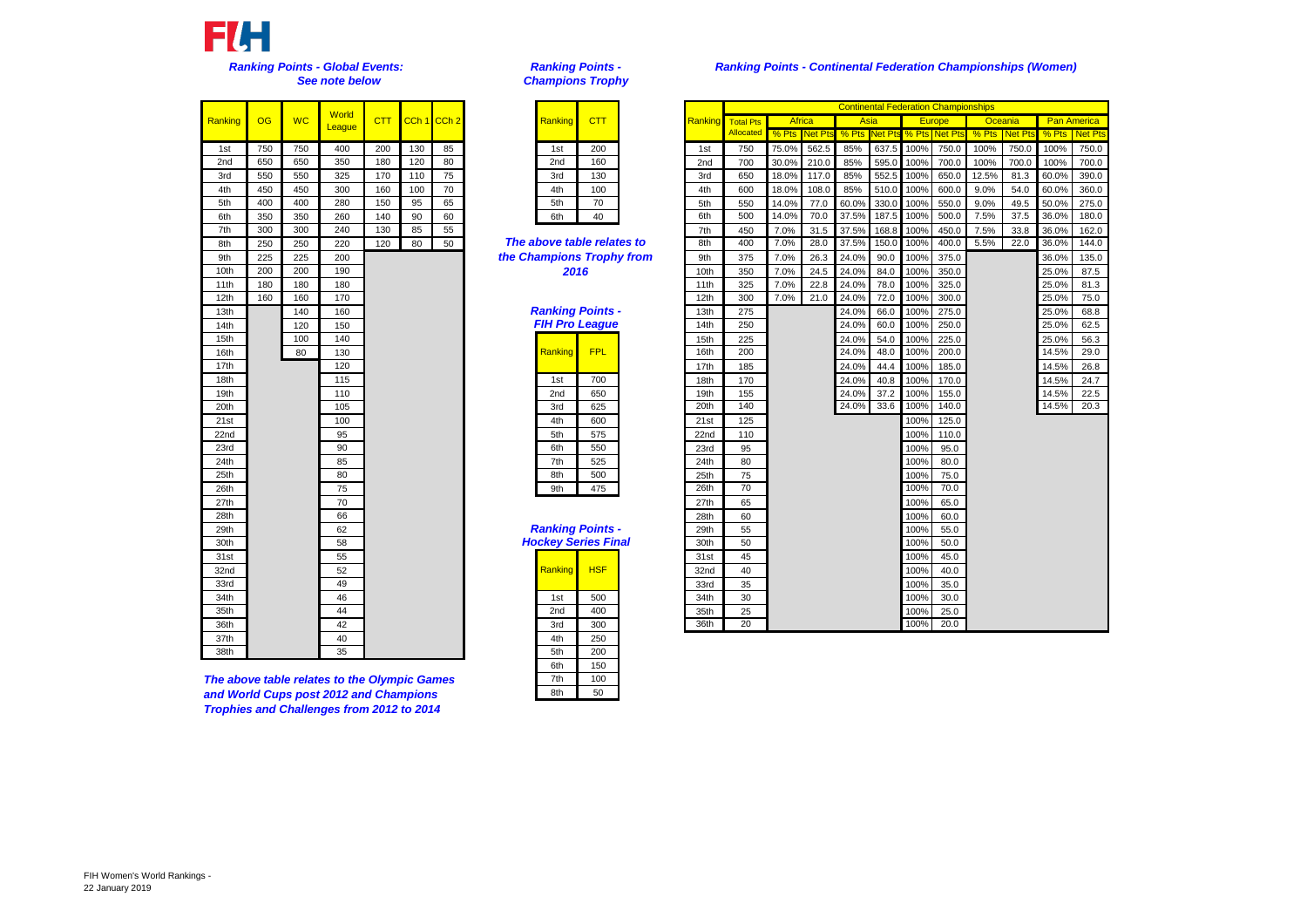FIH

### *Ranking Points - Global Events: See note below*

| Ranking | OG | WC | World League | CTT | CCh 1 | CCh 2 |
|---|---|---|---|---|---|---|
| 1st | 750 | 750 | 400 | 200 | 130 | 85 |
| 2nd | 650 | 650 | 350 | 180 | 120 | 80 |
| 3rd | 550 | 550 | 325 | 170 | 110 | 75 |
| 4th | 450 | 450 | 300 | 160 | 100 | 70 |
| 5th | 400 | 400 | 280 | 150 | 95 | 65 |
| 6th | 350 | 350 | 260 | 140 | 90 | 60 |
| 7th | 300 | 300 | 240 | 130 | 85 | 55 |
| 8th | 250 | 250 | 220 | 120 | 80 | 50 |
| 9th | 225 | 225 | 200 | | | |
| 10th | 200 | 200 | 190 | | | |
| 11th | 180 | 180 | 180 | | | |
| 12th | 160 | 160 | 170 | | | |
| 13th | | 140 | 160 | | | |
| 14th | | 120 | 150 | | | |
| 15th | | 100 | 140 | | | |
| 16th | | 80 | 130 | | | |
| 17th | | | 120 | | | |
| 18th | | | 115 | | | |
| 19th | | | 110 | | | |
| 20th | | | 105 | | | |
| 21st | | | 100 | | | |
| 22nd | | | 95 | | | |
| 23rd | | | 90 | | | |
| 24th | | | 85 | | | |
| 25th | | | 80 | | | |
| 26th | | | 75 | | | |
| 27th | | | 70 | | | |
| 28th | | | 66 | | | |
| 29th | | | 62 | | | |
| 30th | | | 58 | | | |
| 31st | | | 55 | | | |
| 32nd | | | 52 | | | |
| 33rd | | | 49 | | | |
| 34th | | | 46 | | | |
| 35th | | | 44 | | | |
| 36th | | | 42 | | | |
| 37th | | | 40 | | | |
| 38th | | | 35 | | | |

***The above table relates to the Olympic Games and World Cups post 2012 and Champions Trophies and Challenges from 2012 to 2014***

### *Ranking Points - Champions Trophy*

| Ranking | CTT |
|---|---|
| 1st | 200 |
| 2nd | 160 |
| 3rd | 130 |
| 4th | 100 |
| 5th | 70 |
| 6th | 40 |

***The above table relates to the Champions Trophy from 2016***

### *Ranking Points - FIH Pro League*

| Ranking | FPL |
|---|---|
| 1st | 700 |
| 2nd | 650 |
| 3rd | 625 |
| 4th | 600 |
| 5th | 575 |
| 6th | 550 |
| 7th | 525 |
| 8th | 500 |
| 9th | 475 |

### *Ranking Points - Hockey Series Final*

| Ranking | HSF |
|---|---|
| 1st | 500 |
| 2nd | 400 |
| 3rd | 300 |
| 4th | 250 |
| 5th | 200 |
| 6th | 150 |
| 7th | 100 |
| 8th | 50 |

### *Ranking Points - Continental Federation Championships (Women)*

| Ranking | Continental Federation Championships | | | | | | | | | | | |
|---|---|---|---|---|---|---|---|---|---|---|---|---|
| | Total Pts Allocated | Africa | | Asia | | Europe | | Oceania | | Pan America | |
| | | % Pts | Net Pts | % Pts | Net Pts | % Pts | Net Pts | % Pts | Net Pts | % Pts | Net Pts |
| 1st | 750 | 75.0% | 562.5 | 85% | 637.5 | 100% | 750.0 | 100% | 750.0 | 100% | 750.0 |
| 2nd | 700 | 30.0% | 210.0 | 85% | 595.0 | 100% | 700.0 | 100% | 700.0 | 100% | 700.0 |
| 3rd | 650 | 18.0% | 117.0 | 85% | 552.5 | 100% | 650.0 | 12.5% | 81.3 | 60.0% | 390.0 |
| 4th | 600 | 18.0% | 108.0 | 85% | 510.0 | 100% | 600.0 | 9.0% | 54.0 | 60.0% | 360.0 |
| 5th | 550 | 14.0% | 77.0 | 60.0% | 330.0 | 100% | 550.0 | 9.0% | 49.5 | 50.0% | 275.0 |
| 6th | 500 | 14.0% | 70.0 | 37.5% | 187.5 | 100% | 500.0 | 7.5% | 37.5 | 36.0% | 180.0 |
| 7th | 450 | 7.0% | 31.5 | 37.5% | 168.8 | 100% | 450.0 | 7.5% | 33.8 | 36.0% | 162.0 |
| 8th | 400 | 7.0% | 28.0 | 37.5% | 150.0 | 100% | 400.0 | 5.5% | 22.0 | 36.0% | 144.0 |
| 9th | 375 | 7.0% | 26.3 | 24.0% | 90.0 | 100% | 375.0 | | | 36.0% | 135.0 |
| 10th | 350 | 7.0% | 24.5 | 24.0% | 84.0 | 100% | 350.0 | | | 25.0% | 87.5 |
| 11th | 325 | 7.0% | 22.8 | 24.0% | 78.0 | 100% | 325.0 | | | 25.0% | 81.3 |
| 12th | 300 | 7.0% | 21.0 | 24.0% | 72.0 | 100% | 300.0 | | | 25.0% | 75.0 |
| 13th | 275 | | | 24.0% | 66.0 | 100% | 275.0 | | | 25.0% | 68.8 |
| 14th | 250 | | | 24.0% | 60.0 | 100% | 250.0 | | | 25.0% | 62.5 |
| 15th | 225 | | | 24.0% | 54.0 | 100% | 225.0 | | | 25.0% | 56.3 |
| 16th | 200 | | | 24.0% | 48.0 | 100% | 200.0 | | | 14.5% | 29.0 |
| 17th | 185 | | | 24.0% | 44.4 | 100% | 185.0 | | | 14.5% | 26.8 |
| 18th | 170 | | | 24.0% | 40.8 | 100% | 170.0 | | | 14.5% | 24.7 |
| 19th | 155 | | | 24.0% | 37.2 | 100% | 155.0 | | | 14.5% | 22.5 |
| 20th | 140 | | | 24.0% | 33.6 | 100% | 140.0 | | | 14.5% | 20.3 |
| 21st | 125 | | | | | 100% | 125.0 | | | | |
| 22nd | 110 | | | | | 100% | 110.0 | | | | |
| 23rd | 95 | | | | | 100% | 95.0 | | | | |
| 24th | 80 | | | | | 100% | 80.0 | | | | |
| 25th | 75 | | | | | 100% | 75.0 | | | | |
| 26th | 70 | | | | | 100% | 70.0 | | | | |
| 27th | 65 | | | | | 100% | 65.0 | | | | |
| 28th | 60 | | | | | 100% | 60.0 | | | | |
| 29th | 55 | | | | | 100% | 55.0 | | | | |
| 30th | 50 | | | | | 100% | 50.0 | | | | |
| 31st | 45 | | | | | 100% | 45.0 | | | | |
| 32nd | 40 | | | | | 100% | 40.0 | | | | |
| 33rd | 35 | | | | | 100% | 35.0 | | | | |
| 34th | 30 | | | | | 100% | 30.0 | | | | |
| 35th | 25 | | | | | 100% | 25.0 | | | | |
| 36th | 20 | | | | | 100% | 20.0 | | | | |